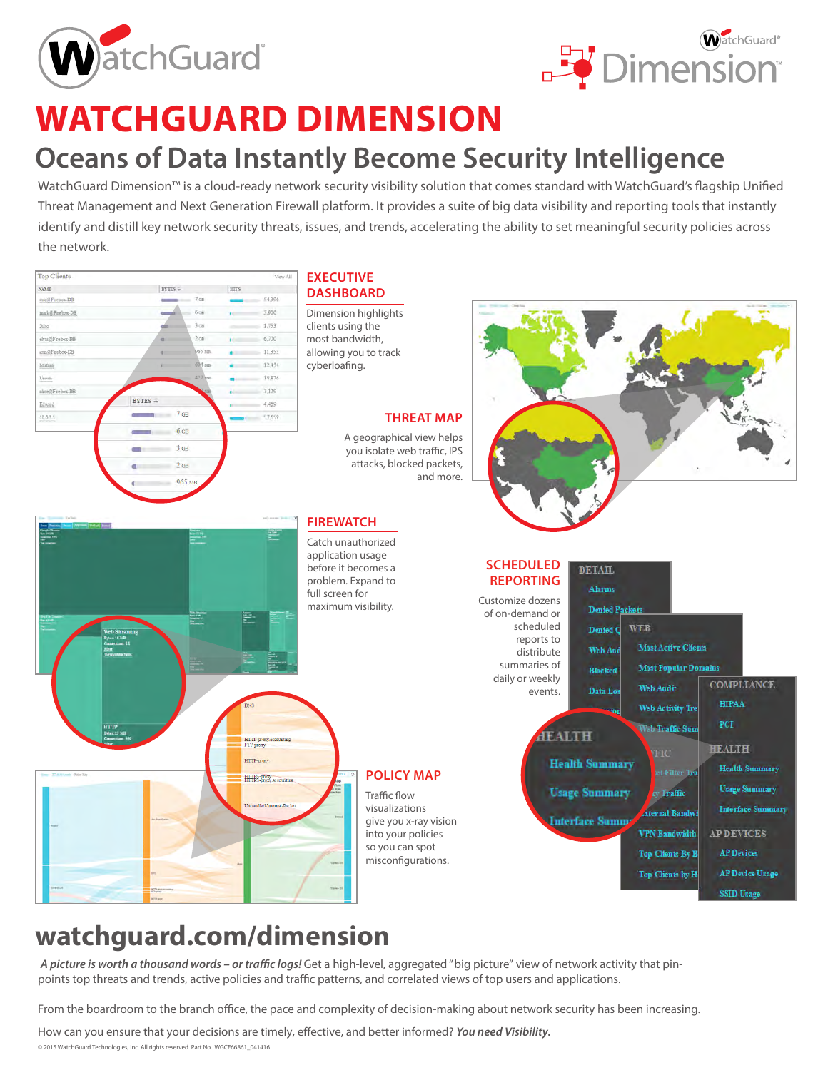# WATCHGUARD DIMENSION

## Oceans of Data Instantly Become Security Intelligence

WatchGuard Dimension™ is a cloud-ready network security visibility solution that comes standard with WatchGuard's flagship Unified Threat Management and Next Generation Firewall platform. It provides a suite of big data visibility and reporting tools that instantly identify and distill key network security threats, issues, and trends, accelerating the ability to set meaningful security policies across the network.

### EXECUTIVE DASHBOARD

Dimension highlights clients using the most bandwidth, allowing you to track cyberloafing.

### THREAT MAP

A geographical view helps you isolate web traffic, IPS attacks, blocked packets, and more.

### FIREWATCH

Catch unauthorized application usage before it becomes a problem. Expand to full screen for maximum visibility.

### SCHEDULED REPORTING

Customize dozens of on-demand or scheduled reports to distribute summaries of daily or weekly events.

### POLICY MAP

Traffic flow visualizations give you x-ray vision into your policies so you can spot misconfigurations.

## watchguard.com/dimension

***A picture is worth a thousand words – or traffic logs!*** Get a high-level, aggregated "big picture" view of network activity that pin-points top threats and trends, active policies and traffic patterns, and correlated views of top users and applications.

From the boardroom to the branch office, the pace and complexity of decision-making about network security has been increasing.

How can you ensure that your decisions are timely, effective, and better informed? ***You need Visibility.***

© 2015 WatchGuard Technologies, Inc. All rights reserved. Part No. WGCE66861_041416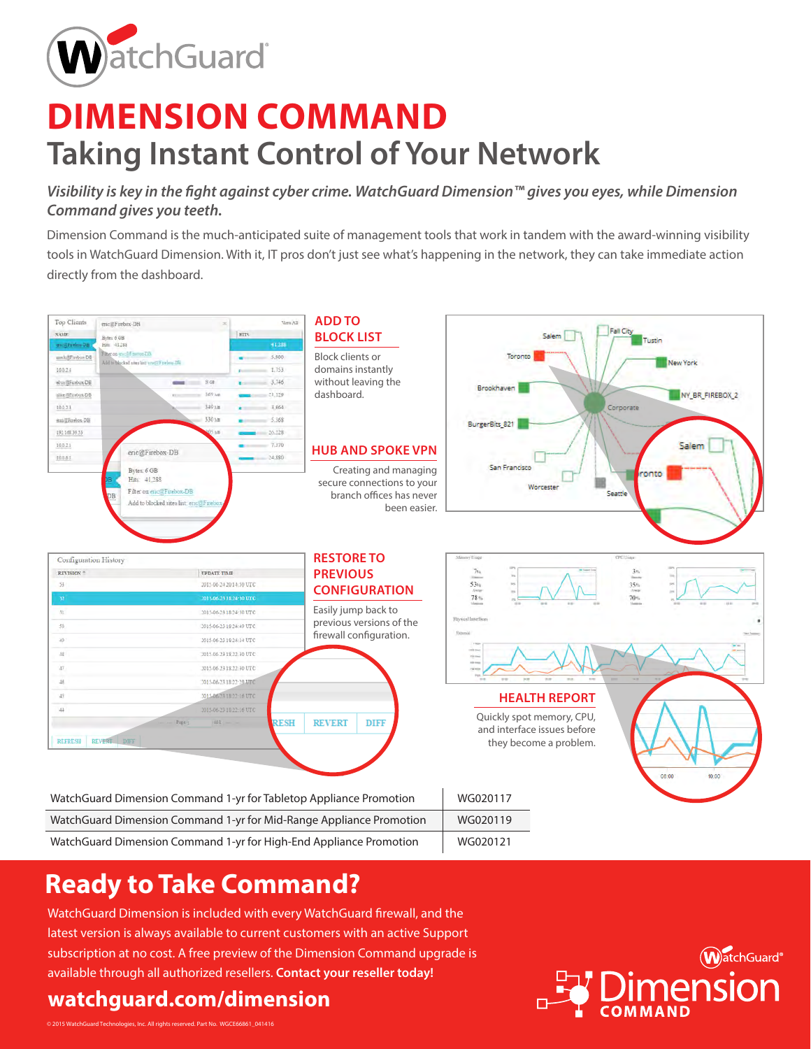# DIMENSION COMMAND

## Taking Instant Control of Your Network

*Visibility is key in the fight against cyber crime. WatchGuard Dimension™ gives you eyes, while Dimension Command gives you teeth.*

Dimension Command is the much-anticipated suite of management tools that work in tandem with the award-winning visibility tools in WatchGuard Dimension. With it, IT pros don't just see what's happening in the network, they can take immediate action directly from the dashboard.

### ADD TO BLOCK LIST

Block clients or domains instantly without leaving the dashboard.

### HUB AND SPOKE VPN

Creating and managing secure connections to your branch offices has never been easier.

### RESTORE TO PREVIOUS CONFIGURATION

Easily jump back to previous versions of the firewall configuration.

### HEALTH REPORT

Quickly spot memory, CPU, and interface issues before they become a problem.

| | |
|---|---|
| WatchGuard Dimension Command 1-yr for Tabletop Appliance Promotion | WG020117 |
| WatchGuard Dimension Command 1-yr for Mid-Range Appliance Promotion | WG020119 |
| WatchGuard Dimension Command 1-yr for High-End Appliance Promotion | WG020121 |

## Ready to Take Command?

WatchGuard Dimension is included with every WatchGuard firewall, and the latest version is always available to current customers with an active Support subscription at no cost. A free preview of the Dimension Command upgrade is available through all authorized resellers. **Contact your reseller today!**

**watchguard.com/dimension**

© 2015 WatchGuard Technologies, Inc. All rights reserved. Part No. WGCE66861_041416